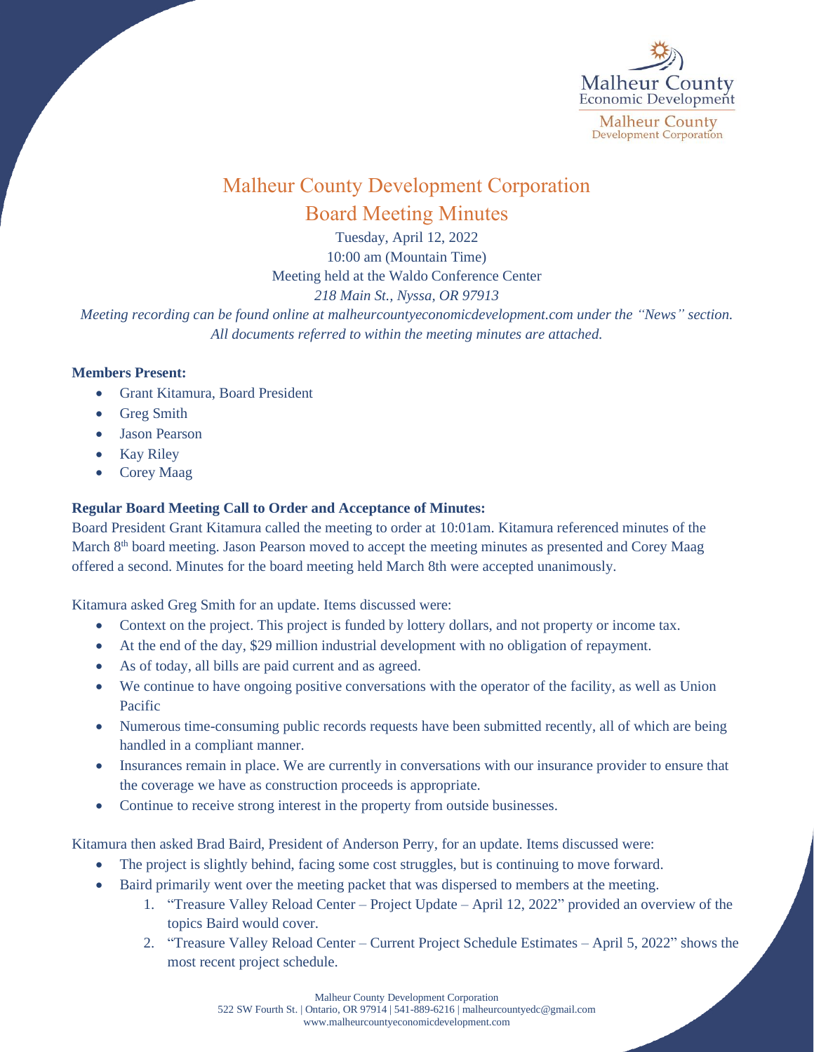# Malheur County Development Corporation

## Board Meeting Minutes

Tuesday, April 12, 2022

10:00 am (Mountain Time)

Meeting held at the Waldo Conference Center

*218 Main St., Nyssa, OR 97913*

*Meeting recording can be found online at malheurcountyeconomicdevelopment.com under the "News" section. All documents referred to within the meeting minutes are attached.*

**Members Present:**

- Grant Kitamura, Board President
- Greg Smith
- Jason Pearson
- Kay Riley
- Corey Maag

**Regular Board Meeting Call to Order and Acceptance of Minutes:**

Board President Grant Kitamura called the meeting to order at 10:01am. Kitamura referenced minutes of the March 8th board meeting. Jason Pearson moved to accept the meeting minutes as presented and Corey Maag offered a second. Minutes for the board meeting held March 8th were accepted unanimously.

Kitamura asked Greg Smith for an update. Items discussed were:

- Context on the project. This project is funded by lottery dollars, and not property or income tax.
- At the end of the day, $29 million industrial development with no obligation of repayment.
- As of today, all bills are paid current and as agreed.
- We continue to have ongoing positive conversations with the operator of the facility, as well as Union Pacific
- Numerous time-consuming public records requests have been submitted recently, all of which are being handled in a compliant manner.
- Insurances remain in place. We are currently in conversations with our insurance provider to ensure that the coverage we have as construction proceeds is appropriate.
- Continue to receive strong interest in the property from outside businesses.

Kitamura then asked Brad Baird, President of Anderson Perry, for an update. Items discussed were:

- The project is slightly behind, facing some cost struggles, but is continuing to move forward.
- Baird primarily went over the meeting packet that was dispersed to members at the meeting.
    1. "Treasure Valley Reload Center – Project Update – April 12, 2022" provided an overview of the topics Baird would cover.
    2. "Treasure Valley Reload Center – Current Project Schedule Estimates – April 5, 2022" shows the most recent project schedule.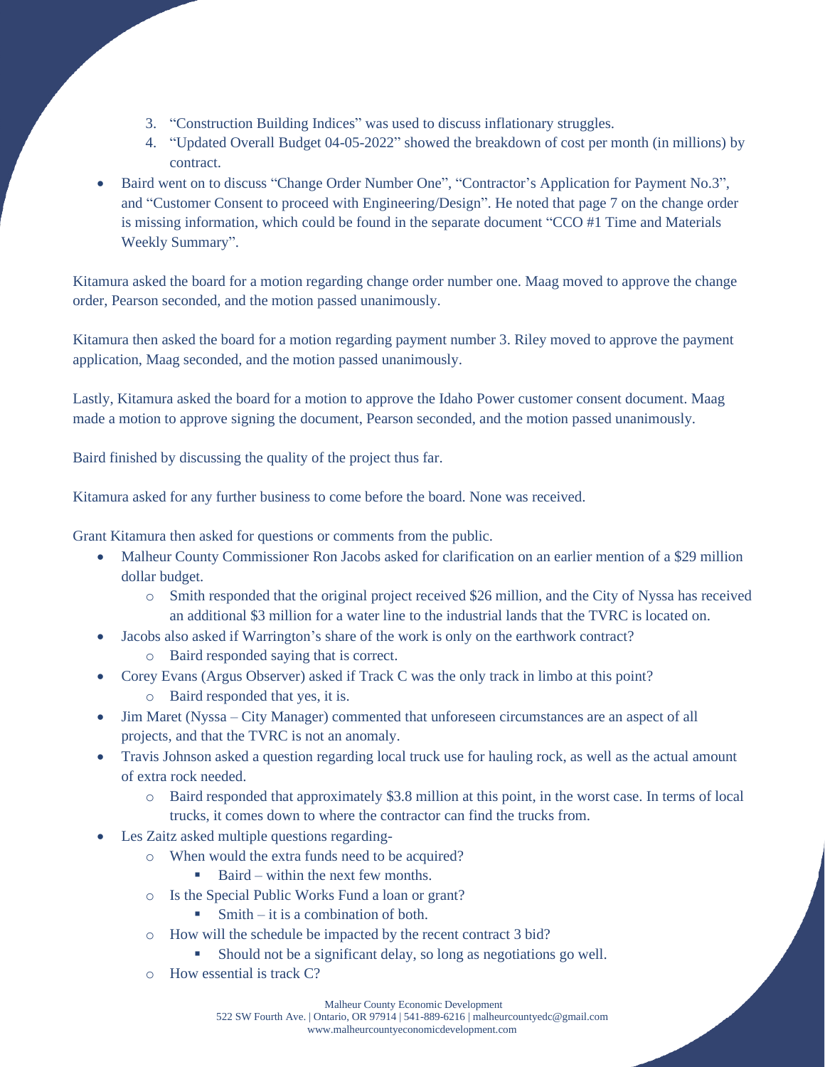3. "Construction Building Indices" was used to discuss inflationary struggles.
4. "Updated Overall Budget 04-05-2022" showed the breakdown of cost per month (in millions) by contract.

- Baird went on to discuss "Change Order Number One", "Contractor's Application for Payment No.3", and "Customer Consent to proceed with Engineering/Design". He noted that page 7 on the change order is missing information, which could be found in the separate document "CCO #1 Time and Materials Weekly Summary".

Kitamura asked the board for a motion regarding change order number one. Maag moved to approve the change order, Pearson seconded, and the motion passed unanimously.

Kitamura then asked the board for a motion regarding payment number 3. Riley moved to approve the payment application, Maag seconded, and the motion passed unanimously.

Lastly, Kitamura asked the board for a motion to approve the Idaho Power customer consent document. Maag made a motion to approve signing the document, Pearson seconded, and the motion passed unanimously.

Baird finished by discussing the quality of the project thus far.

Kitamura asked for any further business to come before the board. None was received.

Grant Kitamura then asked for questions or comments from the public.

- Malheur County Commissioner Ron Jacobs asked for clarification on an earlier mention of a $29 million dollar budget.
  - Smith responded that the original project received $26 million, and the City of Nyssa has received an additional $3 million for a water line to the industrial lands that the TVRC is located on.
- Jacobs also asked if Warrington's share of the work is only on the earthwork contract?
  - Baird responded saying that is correct.
- Corey Evans (Argus Observer) asked if Track C was the only track in limbo at this point?
  - Baird responded that yes, it is.
- Jim Maret (Nyssa – City Manager) commented that unforeseen circumstances are an aspect of all projects, and that the TVRC is not an anomaly.
- Travis Johnson asked a question regarding local truck use for hauling rock, as well as the actual amount of extra rock needed.
  - Baird responded that approximately $3.8 million at this point, in the worst case. In terms of local trucks, it comes down to where the contractor can find the trucks from.
- Les Zaitz asked multiple questions regarding-
  - When would the extra funds need to be acquired?
    - Baird – within the next few months.
  - Is the Special Public Works Fund a loan or grant?
    - Smith – it is a combination of both.
  - How will the schedule be impacted by the recent contract 3 bid?
    - Should not be a significant delay, so long as negotiations go well.
  - How essential is track C?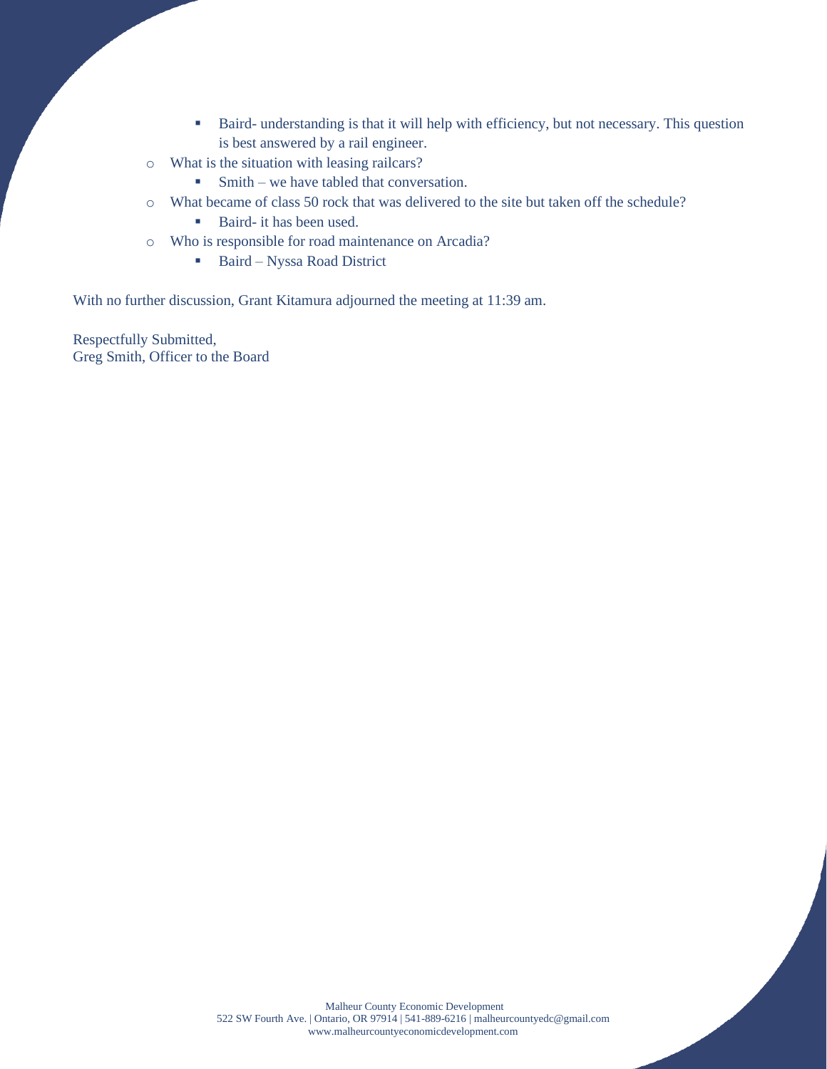- Baird- understanding is that it will help with efficiency, but not necessary. This question is best answered by a rail engineer.
    - What is the situation with leasing railcars?
        - Smith – we have tabled that conversation.
    - What became of class 50 rock that was delivered to the site but taken off the schedule?
        - Baird- it has been used.
    - Who is responsible for road maintenance on Arcadia?
        - Baird – Nyssa Road District

With no further discussion, Grant Kitamura adjourned the meeting at 11:39 am.

Respectfully Submitted,
Greg Smith, Officer to the Board